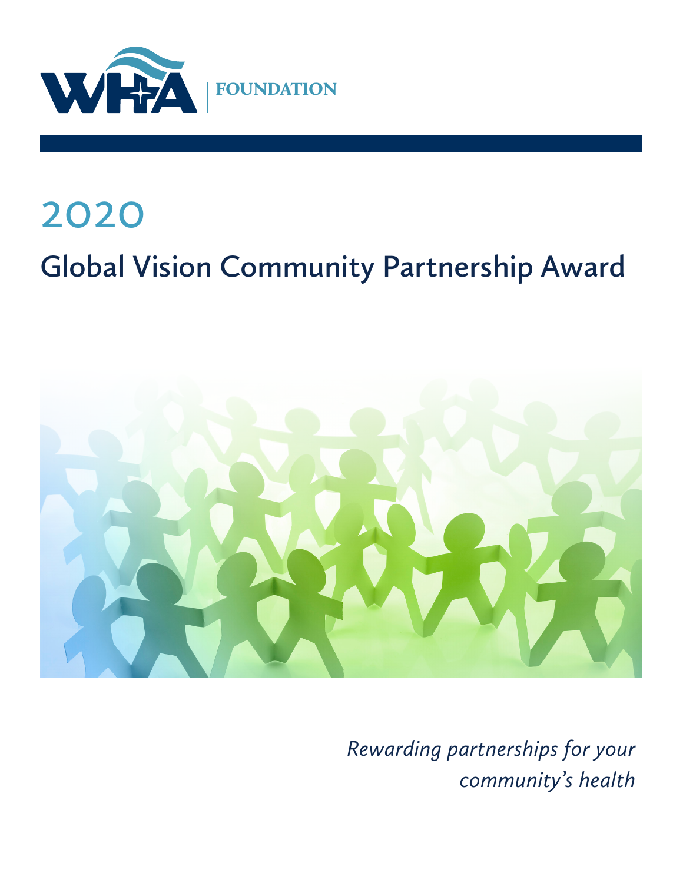WHA | FOUNDATION

# 2020

## Global Vision Community Partnership Award

*Rewarding partnerships for your community's health*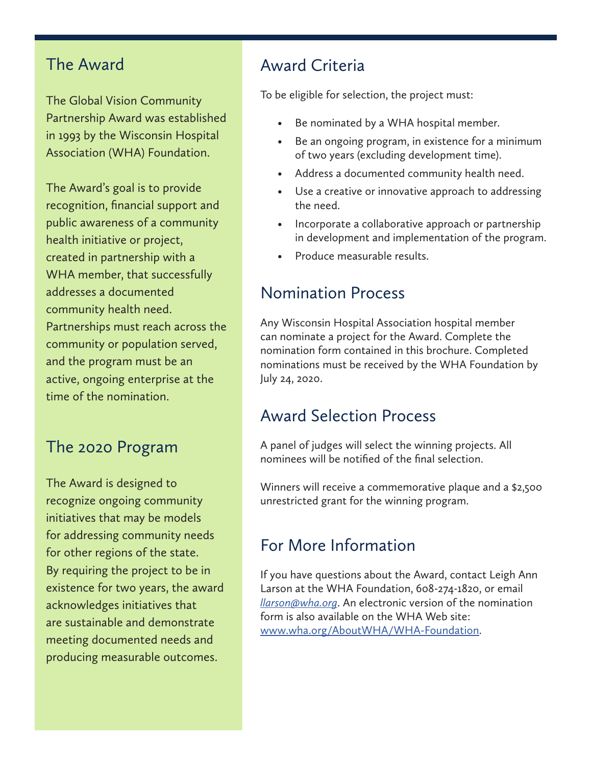## The Award

The Global Vision Community Partnership Award was established in 1993 by the Wisconsin Hospital Association (WHA) Foundation.

The Award's goal is to provide recognition, financial support and public awareness of a community health initiative or project, created in partnership with a WHA member, that successfully addresses a documented community health need. Partnerships must reach across the community or population served, and the program must be an active, ongoing enterprise at the time of the nomination.

## The 2020 Program

The Award is designed to recognize ongoing community initiatives that may be models for addressing community needs for other regions of the state. By requiring the project to be in existence for two years, the award acknowledges initiatives that are sustainable and demonstrate meeting documented needs and producing measurable outcomes.

## Award Criteria

To be eligible for selection, the project must:

- Be nominated by a WHA hospital member.
- Be an ongoing program, in existence for a minimum of two years (excluding development time).
- Address a documented community health need.
- Use a creative or innovative approach to addressing the need.
- Incorporate a collaborative approach or partnership in development and implementation of the program.
- Produce measurable results.

## Nomination Process

Any Wisconsin Hospital Association hospital member can nominate a project for the Award. Complete the nomination form contained in this brochure. Completed nominations must be received by the WHA Foundation by July 24, 2020.

## Award Selection Process

A panel of judges will select the winning projects. All nominees will be notified of the final selection.

Winners will receive a commemorative plaque and a $2,500 unrestricted grant for the winning program.

## For More Information

If you have questions about the Award, contact Leigh Ann Larson at the WHA Foundation, 608-274-1820, or email *llarson@wha.org*. An electronic version of the nomination form is also available on the WHA Web site: www.wha.org/AboutWHA/WHA-Foundation.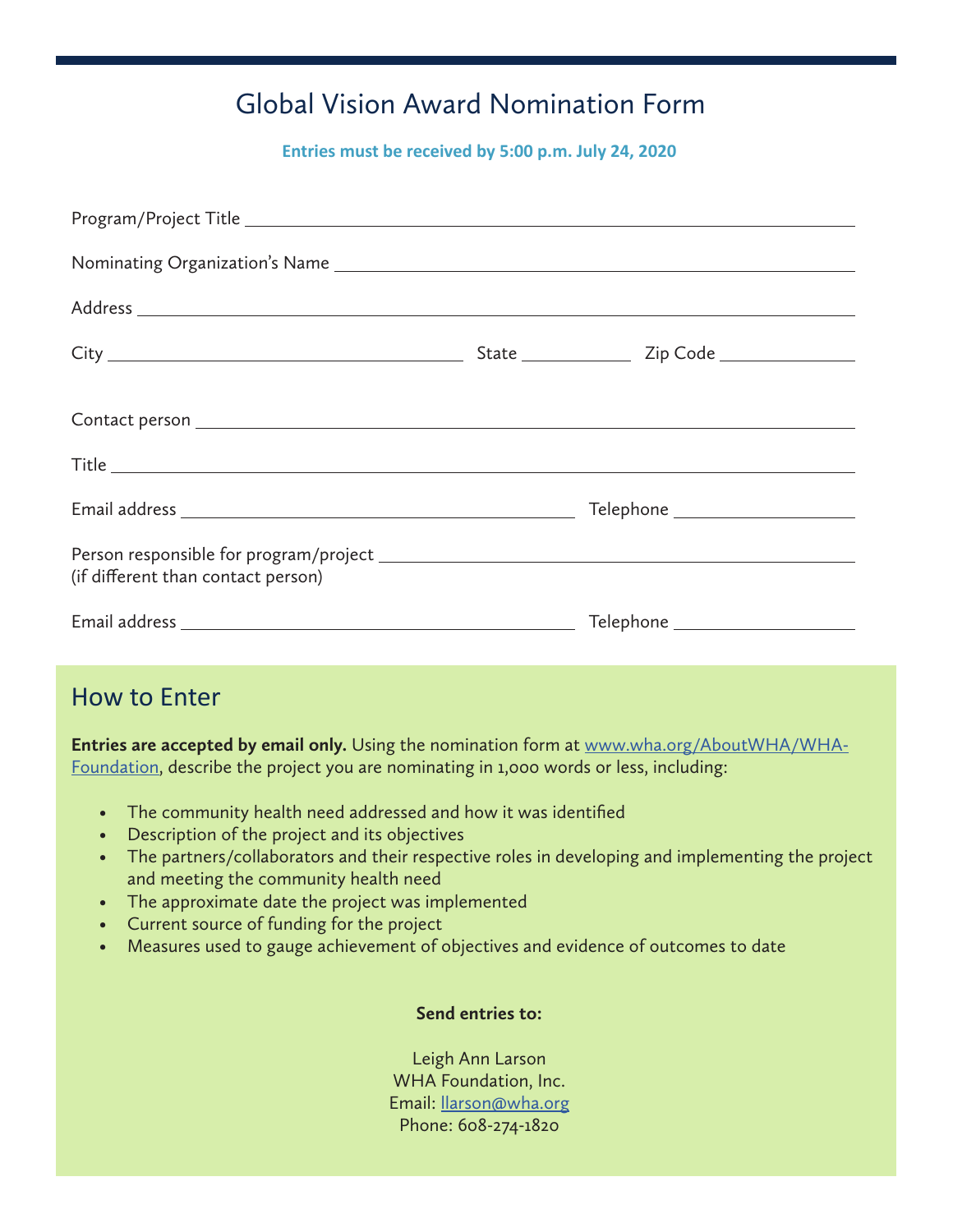# Global Vision Award Nomination Form

**Entries must be received by 5:00 p.m. July 24, 2020**

Program/Project Title ______________________________

Nominating Organization's Name ______________________________

Address ______________________________

City ____________________ State __________ Zip Code __________

Contact person ______________________________

Title ______________________________

Email address ____________________ Telephone __________

Person responsible for program/project ______________________________
(if different than contact person)

Email address ____________________ Telephone __________

## How to Enter

**Entries are accepted by email only.** Using the nomination form at [www.wha.org/AboutWHA/WHA-Foundation](www.wha.org/AboutWHA/WHA-Foundation), describe the project you are nominating in 1,000 words or less, including:

- The community health need addressed and how it was identified
- Description of the project and its objectives
- The partners/collaborators and their respective roles in developing and implementing the project and meeting the community health need
- The approximate date the project was implemented
- Current source of funding for the project
- Measures used to gauge achievement of objectives and evidence of outcomes to date

**Send entries to:**

Leigh Ann Larson
WHA Foundation, Inc.
Email: llarson@wha.org
Phone: 608-274-1820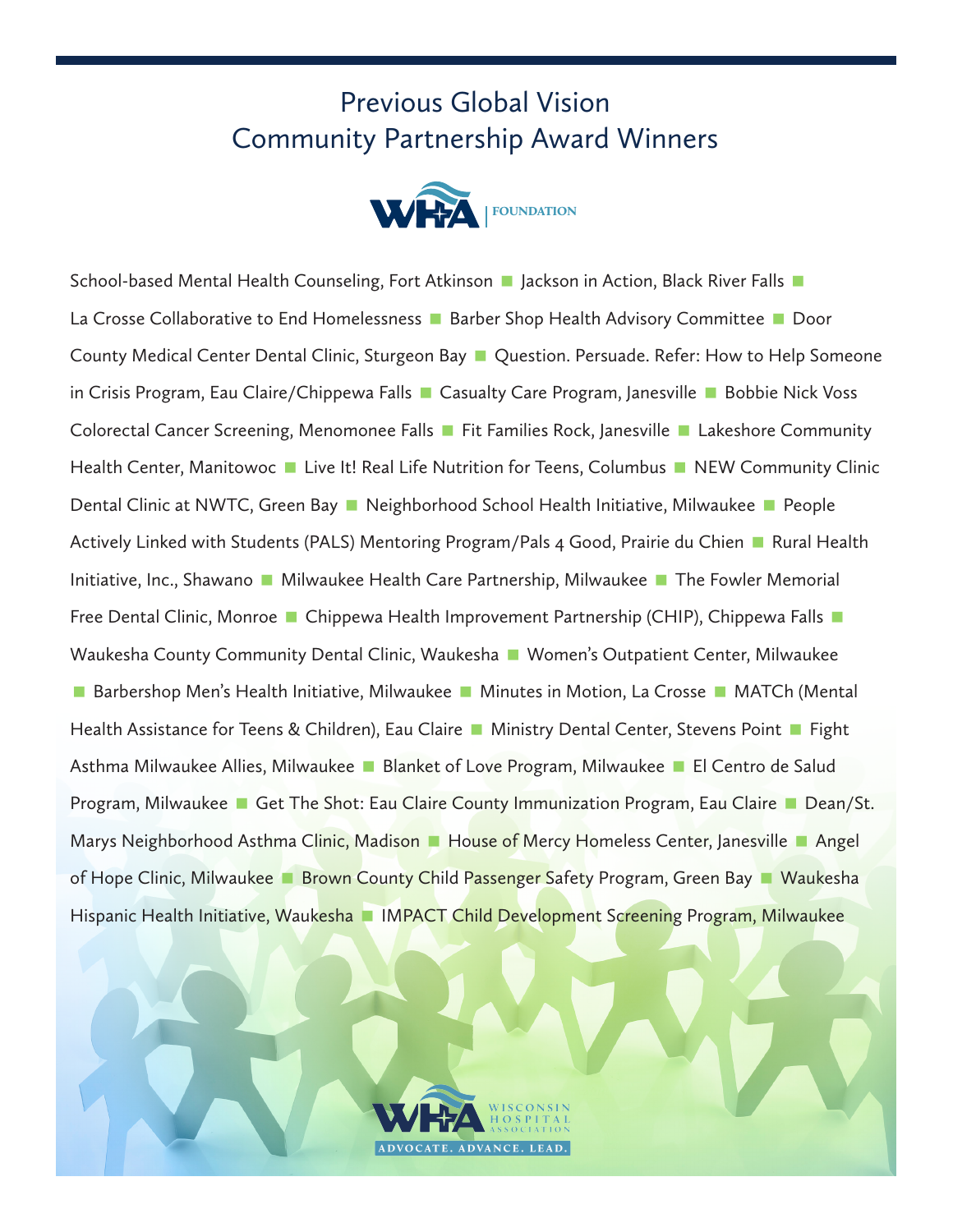# Previous Global Vision Community Partnership Award Winners

WHA | FOUNDATION

School-based Mental Health Counseling, Fort Atkinson ■ Jackson in Action, Black River Falls ■ La Crosse Collaborative to End Homelessness ■ Barber Shop Health Advisory Committee ■ Door County Medical Center Dental Clinic, Sturgeon Bay ■ Question. Persuade. Refer: How to Help Someone in Crisis Program, Eau Claire/Chippewa Falls ■ Casualty Care Program, Janesville ■ Bobbie Nick Voss Colorectal Cancer Screening, Menomonee Falls ■ Fit Families Rock, Janesville ■ Lakeshore Community Health Center, Manitowoc ■ Live It! Real Life Nutrition for Teens, Columbus ■ NEW Community Clinic Dental Clinic at NWTC, Green Bay ■ Neighborhood School Health Initiative, Milwaukee ■ People Actively Linked with Students (PALS) Mentoring Program/Pals 4 Good, Prairie du Chien ■ Rural Health Initiative, Inc., Shawano ■ Milwaukee Health Care Partnership, Milwaukee ■ The Fowler Memorial Free Dental Clinic, Monroe ■ Chippewa Health Improvement Partnership (CHIP), Chippewa Falls ■ Waukesha County Community Dental Clinic, Waukesha ■ Women's Outpatient Center, Milwaukee ■ Barbershop Men's Health Initiative, Milwaukee ■ Minutes in Motion, La Crosse ■ MATCh (Mental Health Assistance for Teens & Children), Eau Claire ■ Ministry Dental Center, Stevens Point ■ Fight Asthma Milwaukee Allies, Milwaukee ■ Blanket of Love Program, Milwaukee ■ El Centro de Salud Program, Milwaukee ■ Get The Shot: Eau Claire County Immunization Program, Eau Claire ■ Dean/St. Marys Neighborhood Asthma Clinic, Madison ■ House of Mercy Homeless Center, Janesville ■ Angel of Hope Clinic, Milwaukee ■ Brown County Child Passenger Safety Program, Green Bay ■ Waukesha Hispanic Health Initiative, Waukesha ■ IMPACT Child Development Screening Program, Milwaukee

WHA WISCONSIN HOSPITAL ASSOCIATION

ADVOCATE. ADVANCE. LEAD.